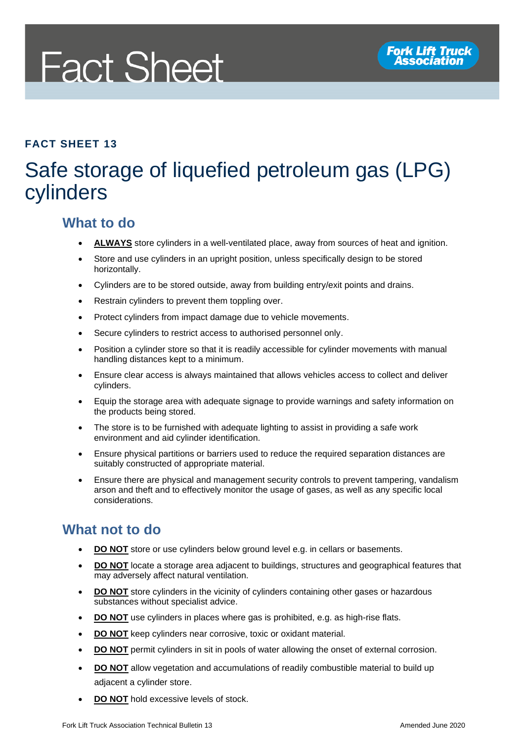# Fact Sheet

**Fork Lift Truck Association**

**FACT SHEET 13**

# Safe storage of liquefied petroleum gas (LPG) cylinders

## What to do

- **ALWAYS** store cylinders in a well-ventilated place, away from sources of heat and ignition.
- Store and use cylinders in an upright position, unless specifically design to be stored horizontally.
- Cylinders are to be stored outside, away from building entry/exit points and drains.
- Restrain cylinders to prevent them toppling over.
- Protect cylinders from impact damage due to vehicle movements.
- Secure cylinders to restrict access to authorised personnel only.
- Position a cylinder store so that it is readily accessible for cylinder movements with manual handling distances kept to a minimum.
- Ensure clear access is always maintained that allows vehicles access to collect and deliver cylinders.
- Equip the storage area with adequate signage to provide warnings and safety information on the products being stored.
- The store is to be furnished with adequate lighting to assist in providing a safe work environment and aid cylinder identification.
- Ensure physical partitions or barriers used to reduce the required separation distances are suitably constructed of appropriate material.
- Ensure there are physical and management security controls to prevent tampering, vandalism arson and theft and to effectively monitor the usage of gases, as well as any specific local considerations.

## What not to do

- **DO NOT** store or use cylinders below ground level e.g. in cellars or basements.
- **DO NOT** locate a storage area adjacent to buildings, structures and geographical features that may adversely affect natural ventilation.
- **DO NOT** store cylinders in the vicinity of cylinders containing other gases or hazardous substances without specialist advice.
- **DO NOT** use cylinders in places where gas is prohibited, e.g. as high-rise flats.
- **DO NOT** keep cylinders near corrosive, toxic or oxidant material.
- **DO NOT** permit cylinders in sit in pools of water allowing the onset of external corrosion.
- **DO NOT** allow vegetation and accumulations of readily combustible material to build up adjacent a cylinder store.
- **DO NOT** hold excessive levels of stock.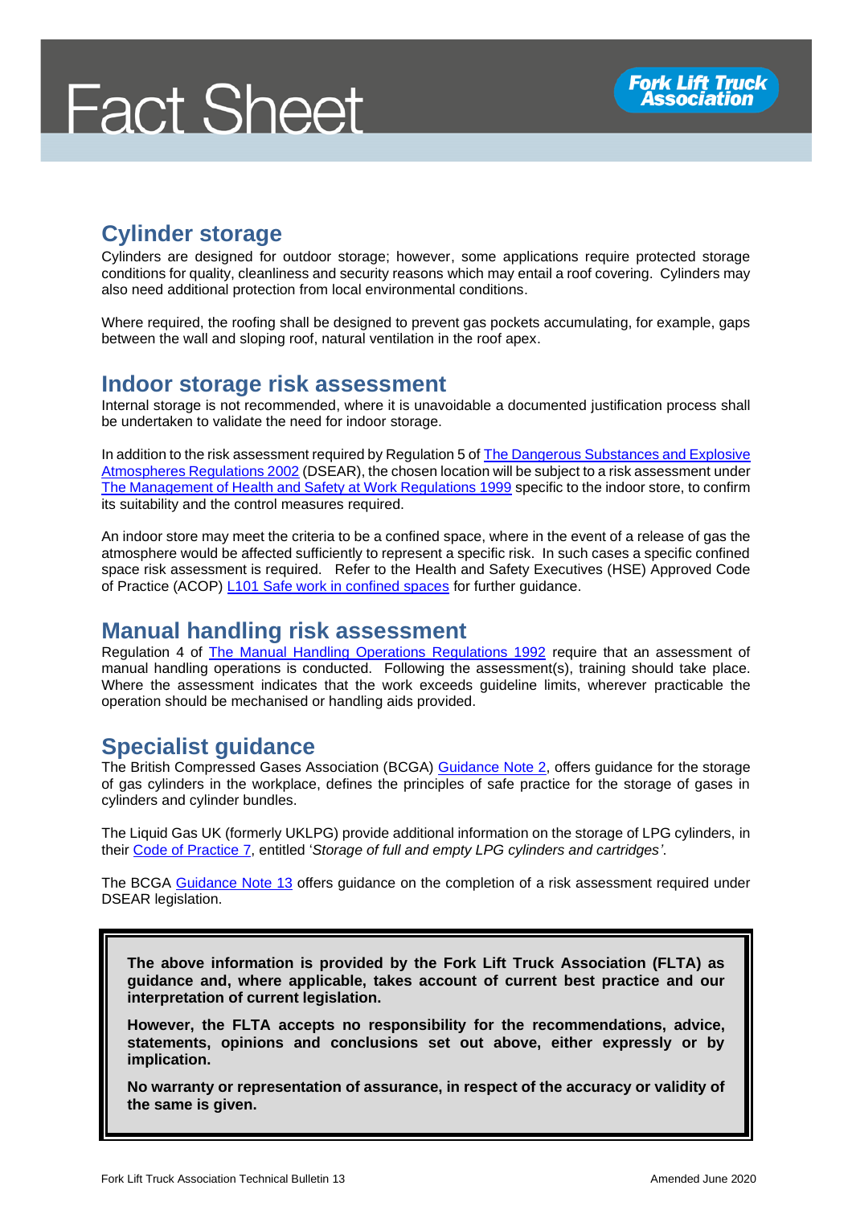## Cylinder storage

Cylinders are designed for outdoor storage; however, some applications require protected storage conditions for quality, cleanliness and security reasons which may entail a roof covering. Cylinders may also need additional protection from local environmental conditions.

Where required, the roofing shall be designed to prevent gas pockets accumulating, for example, gaps between the wall and sloping roof, natural ventilation in the roof apex.

## Indoor storage risk assessment

Internal storage is not recommended, where it is unavoidable a documented justification process shall be undertaken to validate the need for indoor storage.

In addition to the risk assessment required by Regulation 5 of The Dangerous Substances and Explosive Atmospheres Regulations 2002 (DSEAR), the chosen location will be subject to a risk assessment under The Management of Health and Safety at Work Regulations 1999 specific to the indoor store, to confirm its suitability and the control measures required.

An indoor store may meet the criteria to be a confined space, where in the event of a release of gas the atmosphere would be affected sufficiently to represent a specific risk. In such cases a specific confined space risk assessment is required. Refer to the Health and Safety Executives (HSE) Approved Code of Practice (ACOP) L101 Safe work in confined spaces for further guidance.

## Manual handling risk assessment

Regulation 4 of The Manual Handling Operations Regulations 1992 require that an assessment of manual handling operations is conducted. Following the assessment(s), training should take place. Where the assessment indicates that the work exceeds guideline limits, wherever practicable the operation should be mechanised or handling aids provided.

## Specialist guidance

The British Compressed Gases Association (BCGA) Guidance Note 2, offers guidance for the storage of gas cylinders in the workplace, defines the principles of safe practice for the storage of gases in cylinders and cylinder bundles.

The Liquid Gas UK (formerly UKLPG) provide additional information on the storage of LPG cylinders, in their Code of Practice 7, entitled '*Storage of full and empty LPG cylinders and cartridges'*.

The BCGA Guidance Note 13 offers guidance on the completion of a risk assessment required under DSEAR legislation.

**The above information is provided by the Fork Lift Truck Association (FLTA) as guidance and, where applicable, takes account of current best practice and our interpretation of current legislation.**

**However, the FLTA accepts no responsibility for the recommendations, advice, statements, opinions and conclusions set out above, either expressly or by implication.**

**No warranty or representation of assurance, in respect of the accuracy or validity of the same is given.**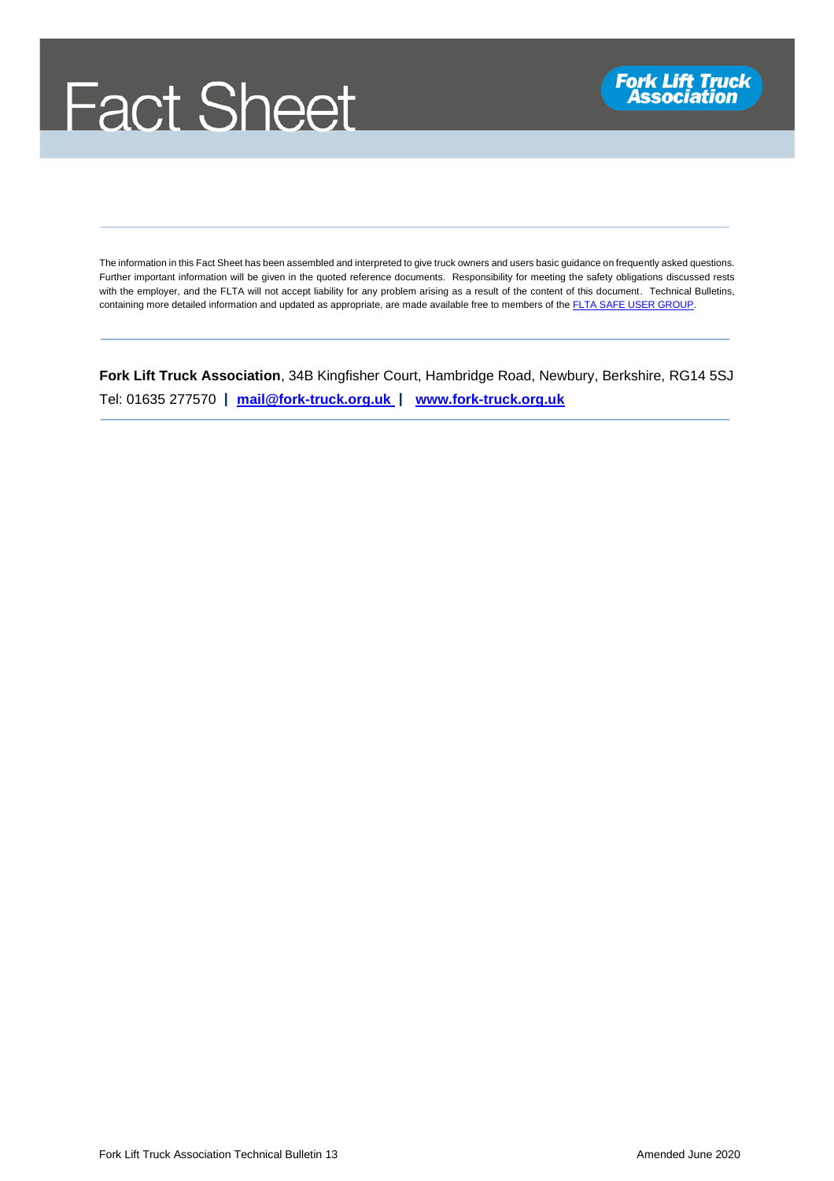# Fact Sheet

**Fork Lift Truck Association**

The information in this Fact Sheet has been assembled and interpreted to give truck owners and users basic guidance on frequently asked questions. Further important information will be given in the quoted reference documents. Responsibility for meeting the safety obligations discussed rests with the employer, and the FLTA will not accept liability for any problem arising as a result of the content of this document. Technical Bulletins, containing more detailed information and updated as appropriate, are made available free to members of the FLTA SAFE USER GROUP.

**Fork Lift Truck Association**, 34B Kingfisher Court, Hambridge Road, Newbury, Berkshire, RG14 5SJ

Tel: 01635 277570 | **mail@fork-truck.org.uk** | **www.fork-truck.org.uk**